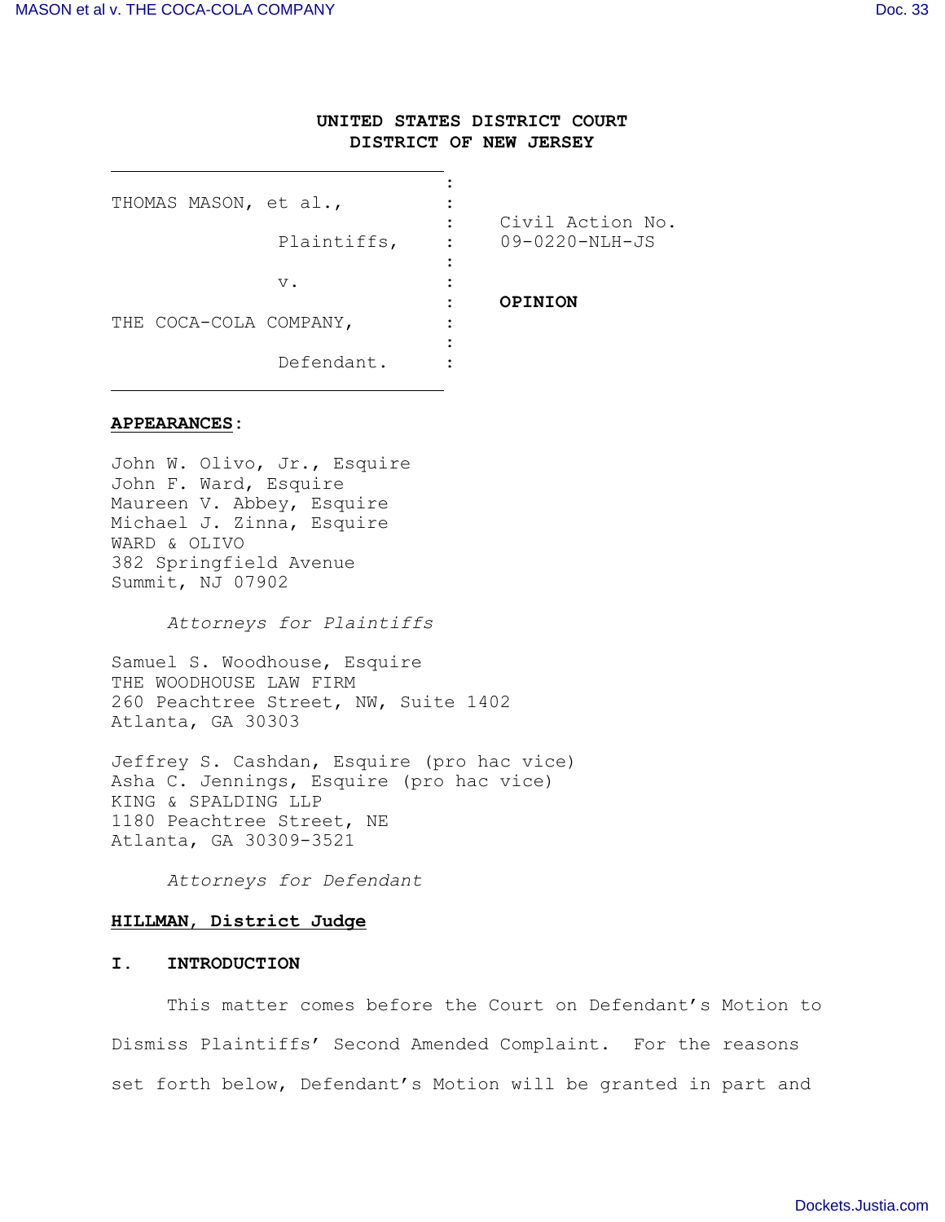**UNITED STATES DISTRICT COURT**
**DISTRICT OF NEW JERSEY**

| | | |
|---|---|---|
| THOMAS MASON, et al., | : | |
| Plaintiffs, | : | Civil Action No. 09-0220-NLH-JS |
| v. | : | **OPINION** |
| THE COCA-COLA COMPANY, | : | |
| Defendant. | : | |

**APPEARANCES:**

John W. Olivo, Jr., Esquire
John F. Ward, Esquire
Maureen V. Abbey, Esquire
Michael J. Zinna, Esquire
WARD & OLIVO
382 Springfield Avenue
Summit, NJ 07902

*Attorneys for Plaintiffs*

Samuel S. Woodhouse, Esquire
THE WOODHOUSE LAW FIRM
260 Peachtree Street, NW, Suite 1402
Atlanta, GA 30303

Jeffrey S. Cashdan, Esquire (pro hac vice)
Asha C. Jennings, Esquire (pro hac vice)
KING & SPALDING LLP
1180 Peachtree Street, NE
Atlanta, GA 30309-3521

*Attorneys for Defendant*

**HILLMAN, District Judge**

## I. INTRODUCTION

This matter comes before the Court on Defendant's Motion to Dismiss Plaintiffs' Second Amended Complaint. For the reasons set forth below, Defendant's Motion will be granted in part and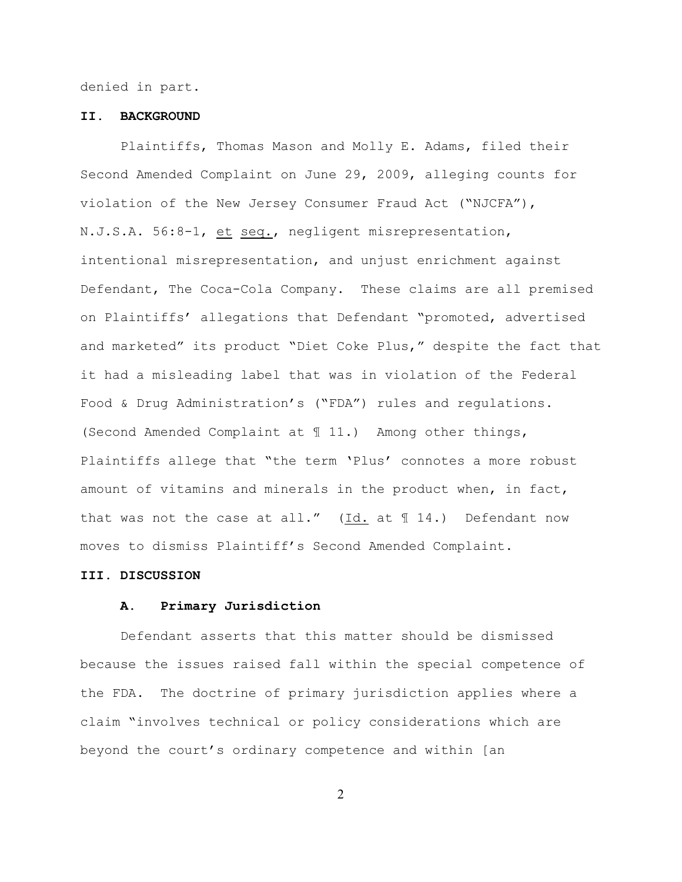denied in part.

## II. BACKGROUND

Plaintiffs, Thomas Mason and Molly E. Adams, filed their Second Amended Complaint on June 29, 2009, alleging counts for violation of the New Jersey Consumer Fraud Act ("NJCFA"), N.J.S.A. 56:8-1, et seq., negligent misrepresentation, intentional misrepresentation, and unjust enrichment against Defendant, The Coca-Cola Company. These claims are all premised on Plaintiffs' allegations that Defendant "promoted, advertised and marketed" its product "Diet Coke Plus," despite the fact that it had a misleading label that was in violation of the Federal Food & Drug Administration's ("FDA") rules and regulations. (Second Amended Complaint at ¶ 11.) Among other things, Plaintiffs allege that "the term 'Plus' connotes a more robust amount of vitamins and minerals in the product when, in fact, that was not the case at all." (Id. at ¶ 14.) Defendant now moves to dismiss Plaintiff's Second Amended Complaint.

## III. DISCUSSION

### A. Primary Jurisdiction

Defendant asserts that this matter should be dismissed because the issues raised fall within the special competence of the FDA. The doctrine of primary jurisdiction applies where a claim "involves technical or policy considerations which are beyond the court's ordinary competence and within [an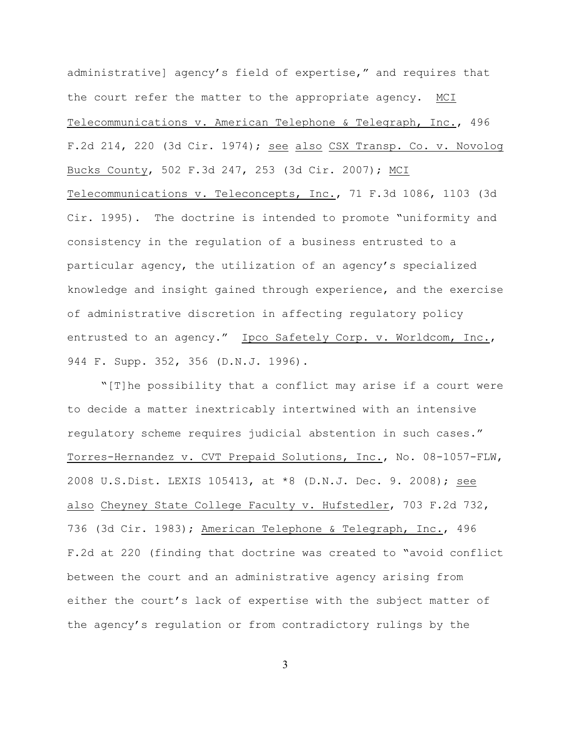administrative] agency's field of expertise," and requires that the court refer the matter to the appropriate agency. MCI Telecommunications v. American Telephone & Telegraph, Inc., 496 F.2d 214, 220 (3d Cir. 1974); see also CSX Transp. Co. v. Novolog Bucks County, 502 F.3d 247, 253 (3d Cir. 2007); MCI Telecommunications v. Teleconcepts, Inc., 71 F.3d 1086, 1103 (3d Cir. 1995). The doctrine is intended to promote "uniformity and consistency in the regulation of a business entrusted to a particular agency, the utilization of an agency's specialized knowledge and insight gained through experience, and the exercise of administrative discretion in affecting regulatory policy entrusted to an agency." Ipco Safetely Corp. v. Worldcom, Inc., 944 F. Supp. 352, 356 (D.N.J. 1996).

"[T]he possibility that a conflict may arise if a court were to decide a matter inextricably intertwined with an intensive regulatory scheme requires judicial abstention in such cases." Torres-Hernandez v. CVT Prepaid Solutions, Inc., No. 08-1057-FLW, 2008 U.S.Dist. LEXIS 105413, at *8 (D.N.J. Dec. 9. 2008); see also Cheyney State College Faculty v. Hufstedler, 703 F.2d 732, 736 (3d Cir. 1983); American Telephone & Telegraph, Inc., 496 F.2d at 220 (finding that doctrine was created to "avoid conflict between the court and an administrative agency arising from either the court's lack of expertise with the subject matter of the agency's regulation or from contradictory rulings by the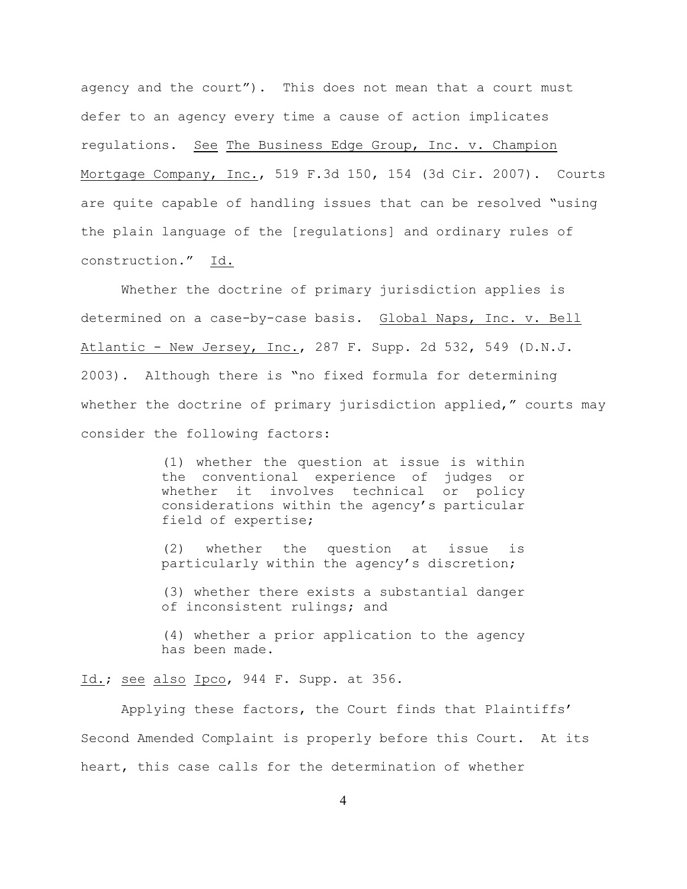agency and the court"). This does not mean that a court must defer to an agency every time a cause of action implicates regulations. See The Business Edge Group, Inc. v. Champion Mortgage Company, Inc., 519 F.3d 150, 154 (3d Cir. 2007). Courts are quite capable of handling issues that can be resolved "using the plain language of the [regulations] and ordinary rules of construction." Id.

Whether the doctrine of primary jurisdiction applies is determined on a case-by-case basis. Global Naps, Inc. v. Bell Atlantic - New Jersey, Inc., 287 F. Supp. 2d 532, 549 (D.N.J. 2003). Although there is "no fixed formula for determining whether the doctrine of primary jurisdiction applied," courts may consider the following factors:

> (1) whether the question at issue is within the conventional experience of judges or whether it involves technical or policy considerations within the agency's particular field of expertise;
>
> (2) whether the question at issue is particularly within the agency's discretion;
>
> (3) whether there exists a substantial danger of inconsistent rulings; and
>
> (4) whether a prior application to the agency has been made.

Id.; see also Ipco, 944 F. Supp. at 356.

Applying these factors, the Court finds that Plaintiffs' Second Amended Complaint is properly before this Court. At its heart, this case calls for the determination of whether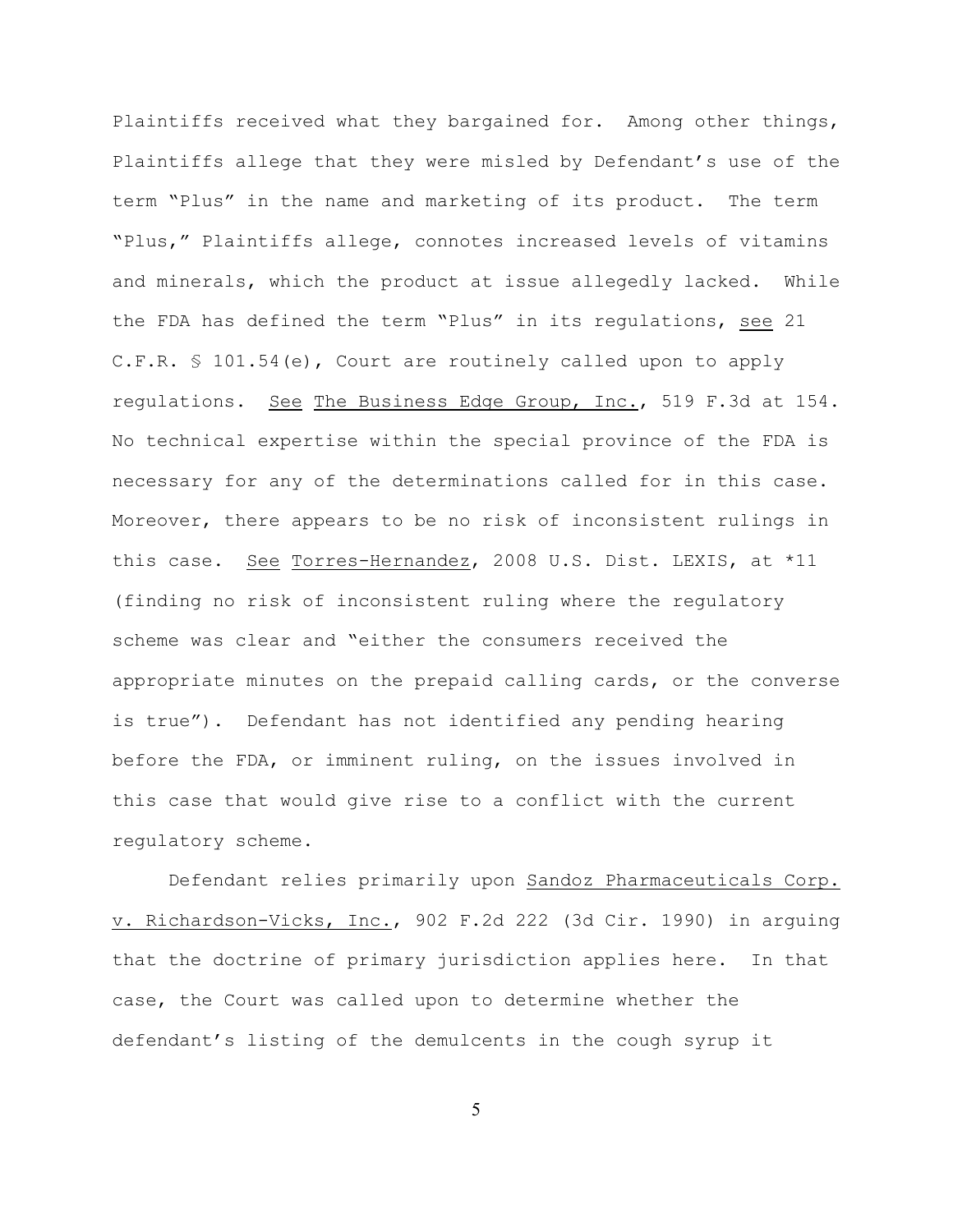Plaintiffs received what they bargained for. Among other things, Plaintiffs allege that they were misled by Defendant's use of the term "Plus" in the name and marketing of its product. The term "Plus," Plaintiffs allege, connotes increased levels of vitamins and minerals, which the product at issue allegedly lacked. While the FDA has defined the term "Plus" in its regulations, see 21 C.F.R. § 101.54(e), Court are routinely called upon to apply regulations. See The Business Edge Group, Inc., 519 F.3d at 154. No technical expertise within the special province of the FDA is necessary for any of the determinations called for in this case. Moreover, there appears to be no risk of inconsistent rulings in this case. See Torres-Hernandez, 2008 U.S. Dist. LEXIS, at *11 (finding no risk of inconsistent ruling where the regulatory scheme was clear and "either the consumers received the appropriate minutes on the prepaid calling cards, or the converse is true"). Defendant has not identified any pending hearing before the FDA, or imminent ruling, on the issues involved in this case that would give rise to a conflict with the current regulatory scheme.

Defendant relies primarily upon Sandoz Pharmaceuticals Corp. v. Richardson-Vicks, Inc., 902 F.2d 222 (3d Cir. 1990) in arguing that the doctrine of primary jurisdiction applies here. In that case, the Court was called upon to determine whether the defendant's listing of the demulcents in the cough syrup it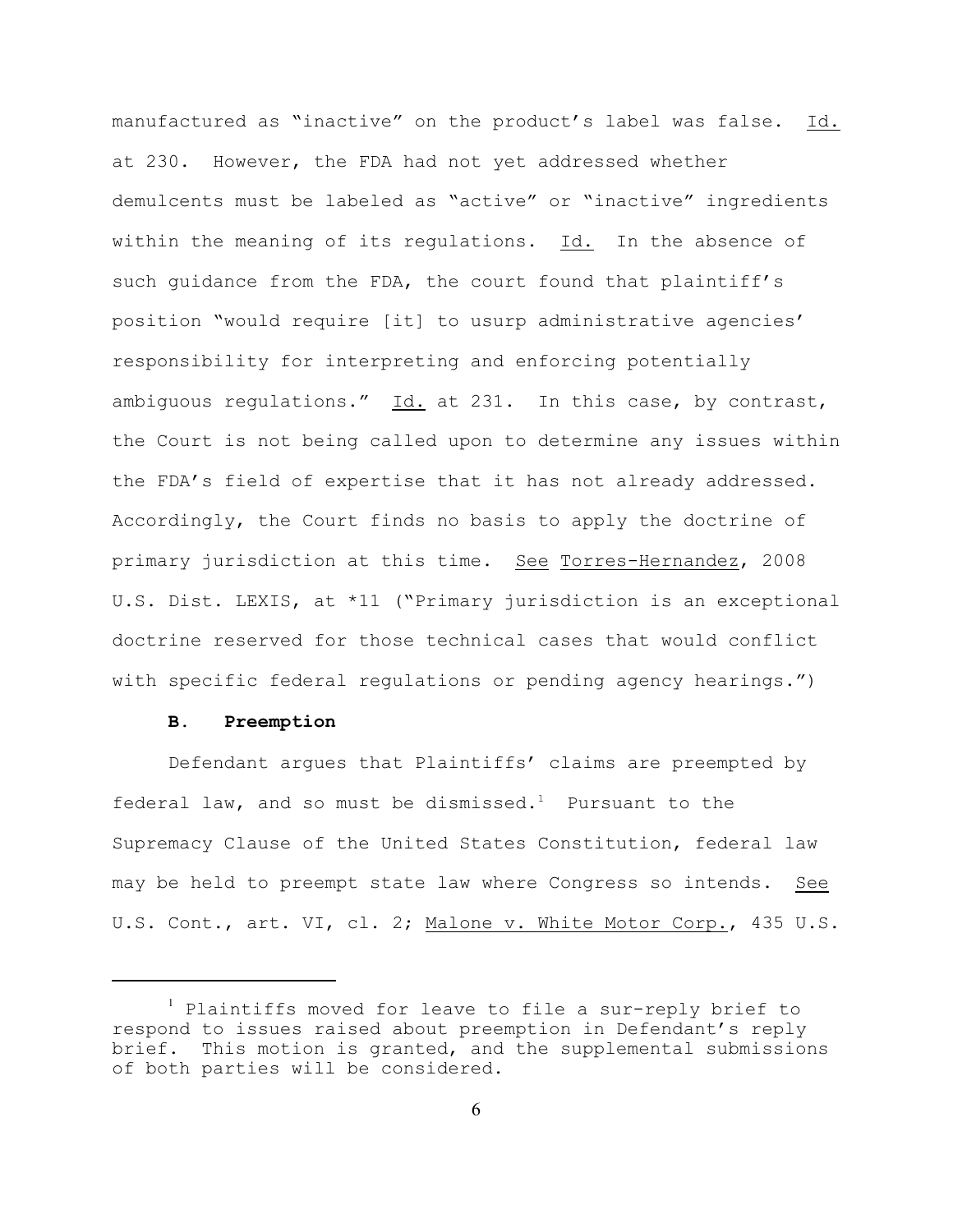manufactured as "inactive" on the product's label was false. Id. at 230. However, the FDA had not yet addressed whether demulcents must be labeled as "active" or "inactive" ingredients within the meaning of its regulations. Id. In the absence of such guidance from the FDA, the court found that plaintiff's position "would require [it] to usurp administrative agencies' responsibility for interpreting and enforcing potentially ambiguous regulations." Id. at 231. In this case, by contrast, the Court is not being called upon to determine any issues within the FDA's field of expertise that it has not already addressed. Accordingly, the Court finds no basis to apply the doctrine of primary jurisdiction at this time. See Torres-Hernandez, 2008 U.S. Dist. LEXIS, at *11 ("Primary jurisdiction is an exceptional doctrine reserved for those technical cases that would conflict with specific federal regulations or pending agency hearings.")

**B. Preemption**

Defendant argues that Plaintiffs' claims are preempted by federal law, and so must be dismissed.[1] Pursuant to the Supremacy Clause of the United States Constitution, federal law may be held to preempt state law where Congress so intends. See U.S. Cont., art. VI, cl. 2; Malone v. White Motor Corp., 435 U.S.

---

[1] Plaintiffs moved for leave to file a sur-reply brief to respond to issues raised about preemption in Defendant's reply brief. This motion is granted, and the supplemental submissions of both parties will be considered.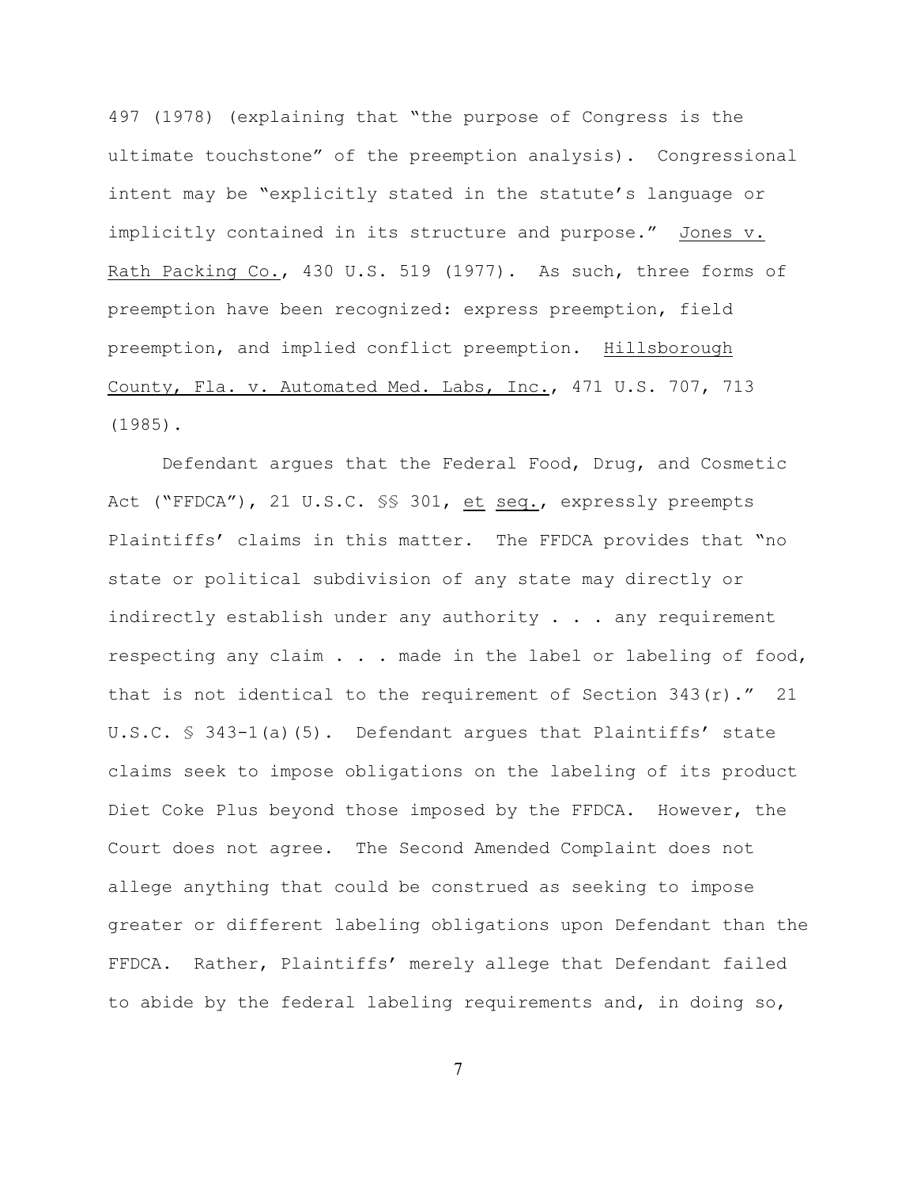497 (1978) (explaining that "the purpose of Congress is the ultimate touchstone" of the preemption analysis). Congressional intent may be "explicitly stated in the statute's language or implicitly contained in its structure and purpose." Jones v. Rath Packing Co., 430 U.S. 519 (1977). As such, three forms of preemption have been recognized: express preemption, field preemption, and implied conflict preemption. Hillsborough County, Fla. v. Automated Med. Labs, Inc., 471 U.S. 707, 713 (1985).

Defendant argues that the Federal Food, Drug, and Cosmetic Act ("FFDCA"), 21 U.S.C. §§ 301, et seq., expressly preempts Plaintiffs' claims in this matter. The FFDCA provides that "no state or political subdivision of any state may directly or indirectly establish under any authority . . . any requirement respecting any claim . . . made in the label or labeling of food, that is not identical to the requirement of Section 343(r)." 21 U.S.C. § 343-1(a)(5). Defendant argues that Plaintiffs' state claims seek to impose obligations on the labeling of its product Diet Coke Plus beyond those imposed by the FFDCA. However, the Court does not agree. The Second Amended Complaint does not allege anything that could be construed as seeking to impose greater or different labeling obligations upon Defendant than the FFDCA. Rather, Plaintiffs' merely allege that Defendant failed to abide by the federal labeling requirements and, in doing so,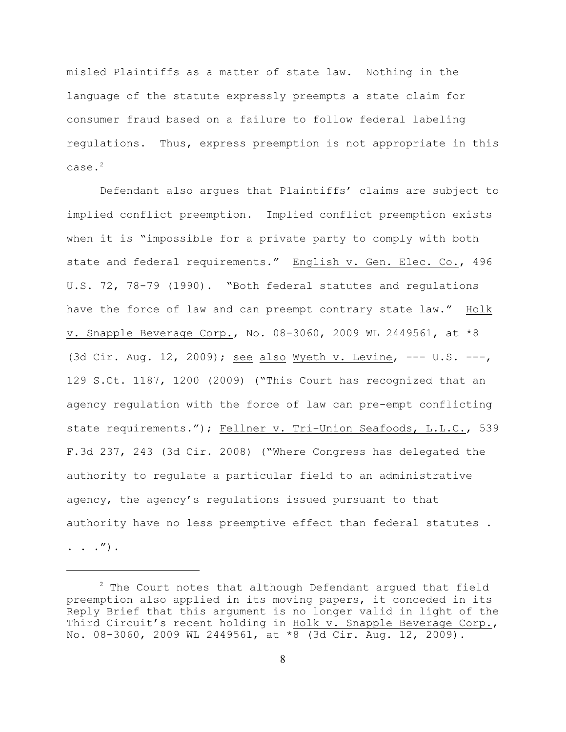misled Plaintiffs as a matter of state law. Nothing in the language of the statute expressly preempts a state claim for consumer fraud based on a failure to follow federal labeling regulations. Thus, express preemption is not appropriate in this case.[2]

Defendant also argues that Plaintiffs' claims are subject to implied conflict preemption. Implied conflict preemption exists when it is "impossible for a private party to comply with both state and federal requirements." English v. Gen. Elec. Co., 496 U.S. 72, 78-79 (1990). "Both federal statutes and regulations have the force of law and can preempt contrary state law." Holk v. Snapple Beverage Corp., No. 08-3060, 2009 WL 2449561, at *8 (3d Cir. Aug. 12, 2009); see also Wyeth v. Levine, --- U.S. ---, 129 S.Ct. 1187, 1200 (2009) ("This Court has recognized that an agency regulation with the force of law can pre-empt conflicting state requirements."); Fellner v. Tri-Union Seafoods, L.L.C., 539 F.3d 237, 243 (3d Cir. 2008) ("Where Congress has delegated the authority to regulate a particular field to an administrative agency, the agency's regulations issued pursuant to that authority have no less preemptive effect than federal statutes . . . .").

---

[2] The Court notes that although Defendant argued that field preemption also applied in its moving papers, it conceded in its Reply Brief that this argument is no longer valid in light of the Third Circuit's recent holding in Holk v. Snapple Beverage Corp., No. 08-3060, 2009 WL 2449561, at *8 (3d Cir. Aug. 12, 2009).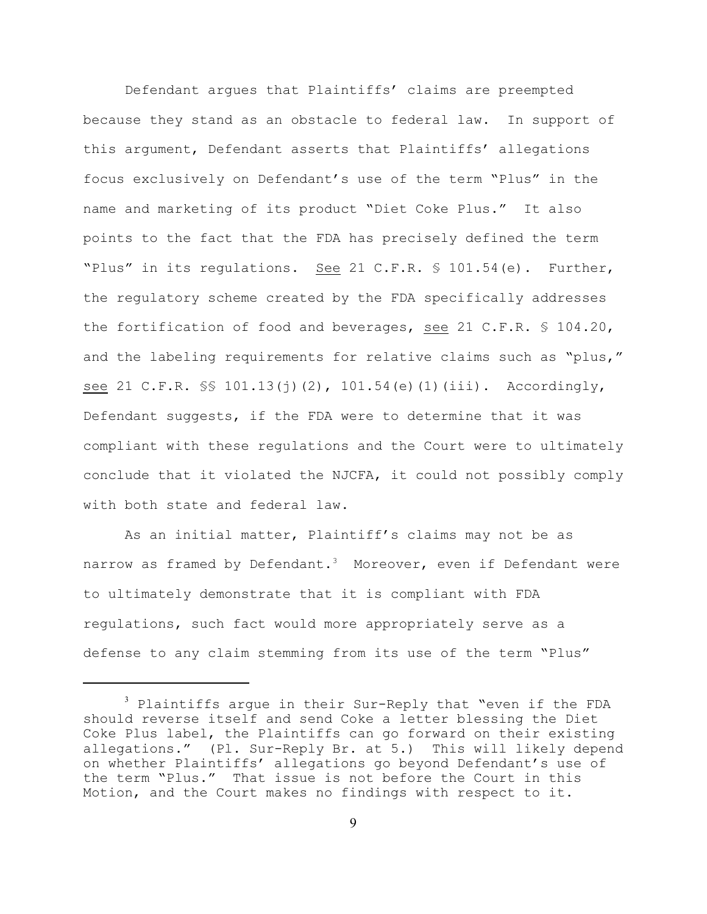Defendant argues that Plaintiffs' claims are preempted because they stand as an obstacle to federal law. In support of this argument, Defendant asserts that Plaintiffs' allegations focus exclusively on Defendant's use of the term "Plus" in the name and marketing of its product "Diet Coke Plus." It also points to the fact that the FDA has precisely defined the term "Plus" in its regulations. See 21 C.F.R. § 101.54(e). Further, the regulatory scheme created by the FDA specifically addresses the fortification of food and beverages, see 21 C.F.R. § 104.20, and the labeling requirements for relative claims such as "plus," see 21 C.F.R. §§ 101.13(j)(2), 101.54(e)(1)(iii). Accordingly, Defendant suggests, if the FDA were to determine that it was compliant with these regulations and the Court were to ultimately conclude that it violated the NJCFA, it could not possibly comply with both state and federal law.

As an initial matter, Plaintiff's claims may not be as narrow as framed by Defendant.[3] Moreover, even if Defendant were to ultimately demonstrate that it is compliant with FDA regulations, such fact would more appropriately serve as a defense to any claim stemming from its use of the term "Plus"

[3] Plaintiffs argue in their Sur-Reply that "even if the FDA should reverse itself and send Coke a letter blessing the Diet Coke Plus label, the Plaintiffs can go forward on their existing allegations." (Pl. Sur-Reply Br. at 5.) This will likely depend on whether Plaintiffs' allegations go beyond Defendant's use of the term "Plus." That issue is not before the Court in this Motion, and the Court makes no findings with respect to it.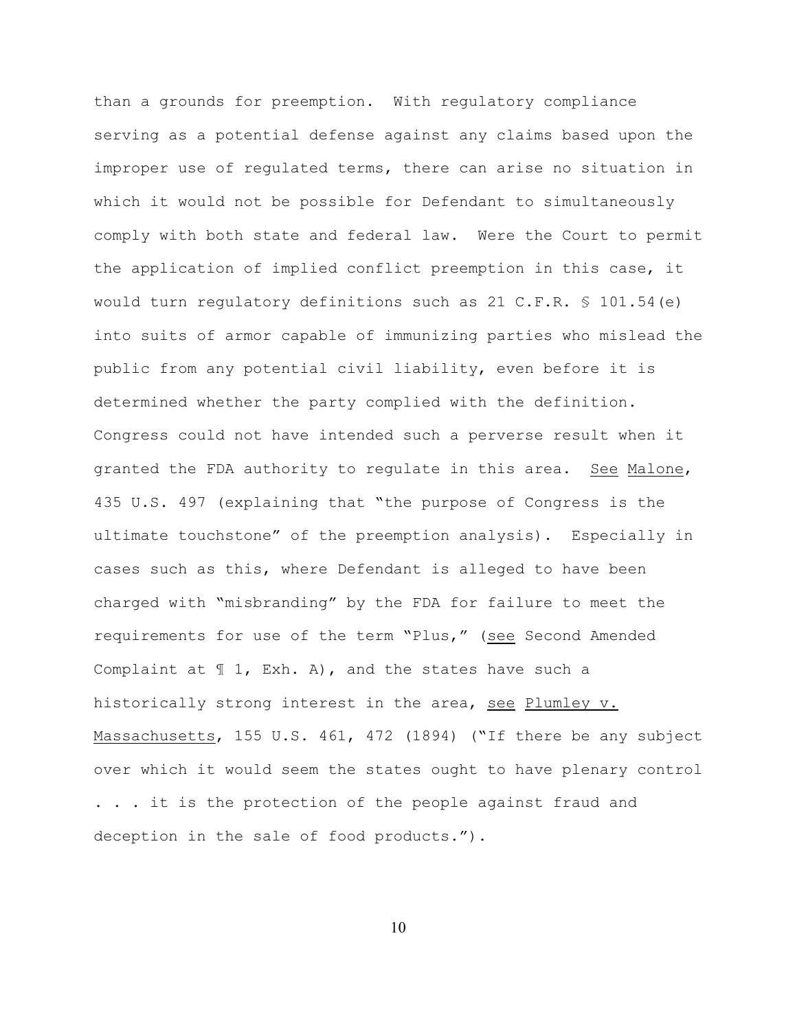than a grounds for preemption. With regulatory compliance serving as a potential defense against any claims based upon the improper use of regulated terms, there can arise no situation in which it would not be possible for Defendant to simultaneously comply with both state and federal law. Were the Court to permit the application of implied conflict preemption in this case, it would turn regulatory definitions such as 21 C.F.R. § 101.54(e) into suits of armor capable of immunizing parties who mislead the public from any potential civil liability, even before it is determined whether the party complied with the definition. Congress could not have intended such a perverse result when it granted the FDA authority to regulate in this area. See Malone, 435 U.S. 497 (explaining that "the purpose of Congress is the ultimate touchstone" of the preemption analysis). Especially in cases such as this, where Defendant is alleged to have been charged with "misbranding" by the FDA for failure to meet the requirements for use of the term "Plus," (see Second Amended Complaint at ¶ 1, Exh. A), and the states have such a historically strong interest in the area, see Plumley v. Massachusetts, 155 U.S. 461, 472 (1894) ("If there be any subject over which it would seem the states ought to have plenary control . . . it is the protection of the people against fraud and deception in the sale of food products.").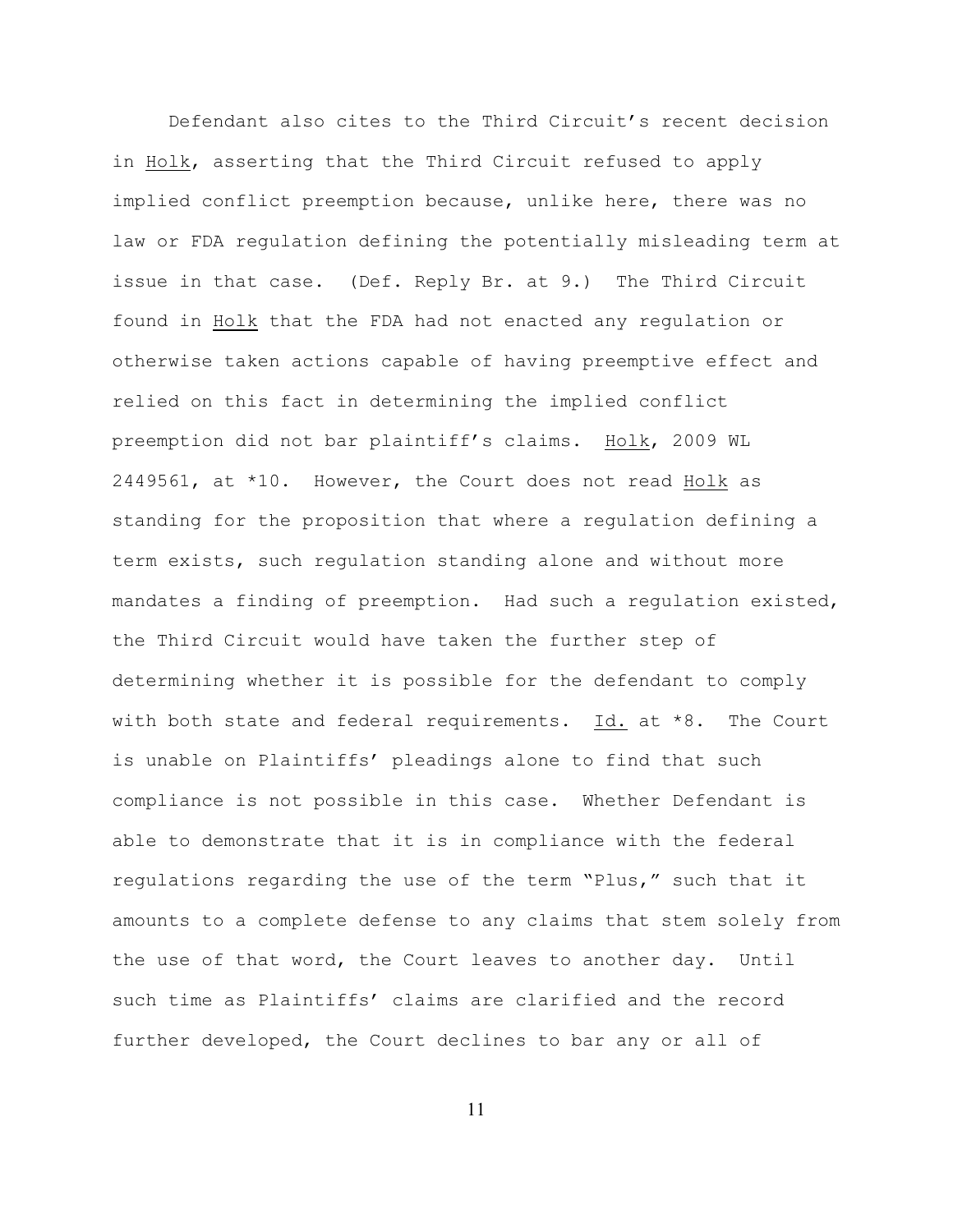Defendant also cites to the Third Circuit's recent decision in Holk, asserting that the Third Circuit refused to apply implied conflict preemption because, unlike here, there was no law or FDA regulation defining the potentially misleading term at issue in that case. (Def. Reply Br. at 9.) The Third Circuit found in Holk that the FDA had not enacted any regulation or otherwise taken actions capable of having preemptive effect and relied on this fact in determining the implied conflict preemption did not bar plaintiff's claims. Holk, 2009 WL 2449561, at *10. However, the Court does not read Holk as standing for the proposition that where a regulation defining a term exists, such regulation standing alone and without more mandates a finding of preemption. Had such a regulation existed, the Third Circuit would have taken the further step of determining whether it is possible for the defendant to comply with both state and federal requirements. Id. at *8. The Court is unable on Plaintiffs' pleadings alone to find that such compliance is not possible in this case. Whether Defendant is able to demonstrate that it is in compliance with the federal regulations regarding the use of the term "Plus," such that it amounts to a complete defense to any claims that stem solely from the use of that word, the Court leaves to another day. Until such time as Plaintiffs' claims are clarified and the record further developed, the Court declines to bar any or all of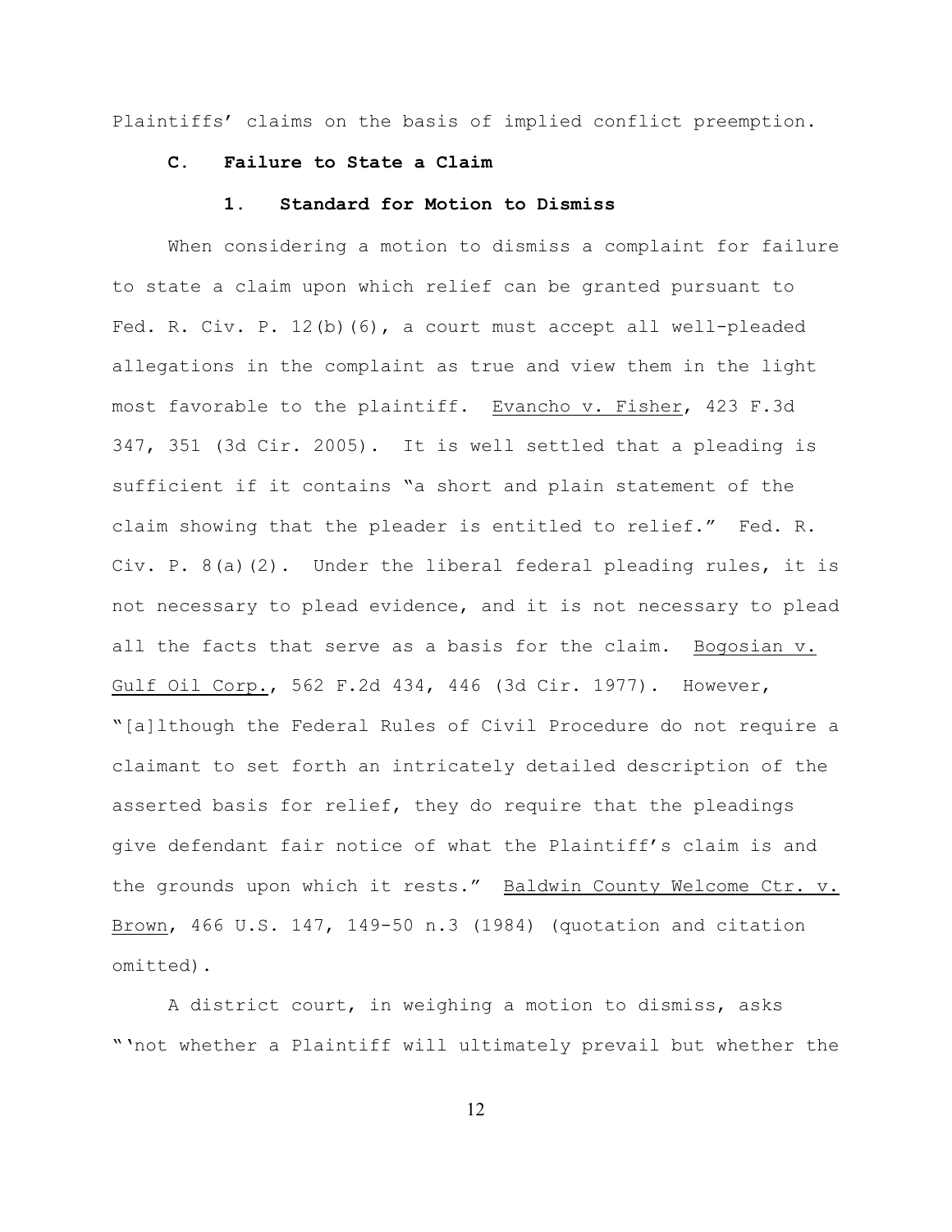Plaintiffs' claims on the basis of implied conflict preemption.

### C. Failure to State a Claim

#### 1. Standard for Motion to Dismiss

When considering a motion to dismiss a complaint for failure to state a claim upon which relief can be granted pursuant to Fed. R. Civ. P. 12(b)(6), a court must accept all well-pleaded allegations in the complaint as true and view them in the light most favorable to the plaintiff. Evancho v. Fisher, 423 F.3d 347, 351 (3d Cir. 2005). It is well settled that a pleading is sufficient if it contains "a short and plain statement of the claim showing that the pleader is entitled to relief." Fed. R. Civ. P. 8(a)(2). Under the liberal federal pleading rules, it is not necessary to plead evidence, and it is not necessary to plead all the facts that serve as a basis for the claim. Bogosian v. Gulf Oil Corp., 562 F.2d 434, 446 (3d Cir. 1977). However, "[a]lthough the Federal Rules of Civil Procedure do not require a claimant to set forth an intricately detailed description of the asserted basis for relief, they do require that the pleadings give defendant fair notice of what the Plaintiff's claim is and the grounds upon which it rests." Baldwin County Welcome Ctr. v. Brown, 466 U.S. 147, 149-50 n.3 (1984) (quotation and citation omitted).

A district court, in weighing a motion to dismiss, asks "'not whether a Plaintiff will ultimately prevail but whether the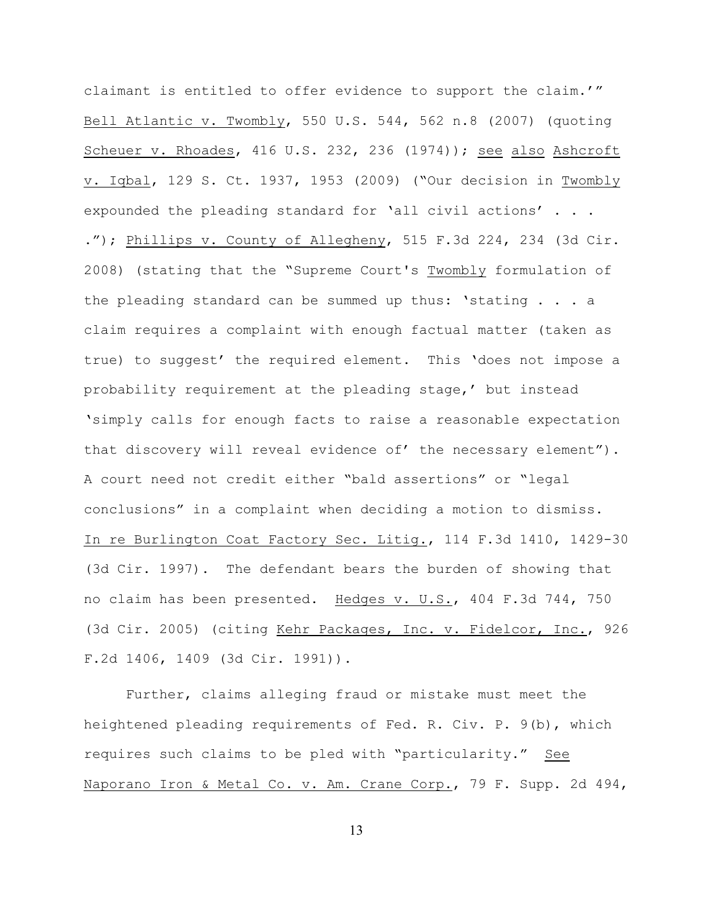claimant is entitled to offer evidence to support the claim.'" Bell Atlantic v. Twombly, 550 U.S. 544, 562 n.8 (2007) (quoting Scheuer v. Rhoades, 416 U.S. 232, 236 (1974)); see also Ashcroft v. Iqbal, 129 S. Ct. 1937, 1953 (2009) ("Our decision in Twombly expounded the pleading standard for 'all civil actions' . . . ."); Phillips v. County of Allegheny, 515 F.3d 224, 234 (3d Cir. 2008) (stating that the "Supreme Court's Twombly formulation of the pleading standard can be summed up thus: 'stating . . . a claim requires a complaint with enough factual matter (taken as true) to suggest' the required element. This 'does not impose a probability requirement at the pleading stage,' but instead 'simply calls for enough facts to raise a reasonable expectation that discovery will reveal evidence of' the necessary element"). A court need not credit either "bald assertions" or "legal conclusions" in a complaint when deciding a motion to dismiss. In re Burlington Coat Factory Sec. Litig., 114 F.3d 1410, 1429-30 (3d Cir. 1997). The defendant bears the burden of showing that no claim has been presented. Hedges v. U.S., 404 F.3d 744, 750 (3d Cir. 2005) (citing Kehr Packages, Inc. v. Fidelcor, Inc., 926 F.2d 1406, 1409 (3d Cir. 1991)).

Further, claims alleging fraud or mistake must meet the heightened pleading requirements of Fed. R. Civ. P. 9(b), which requires such claims to be pled with "particularity." See Naporano Iron & Metal Co. v. Am. Crane Corp., 79 F. Supp. 2d 494,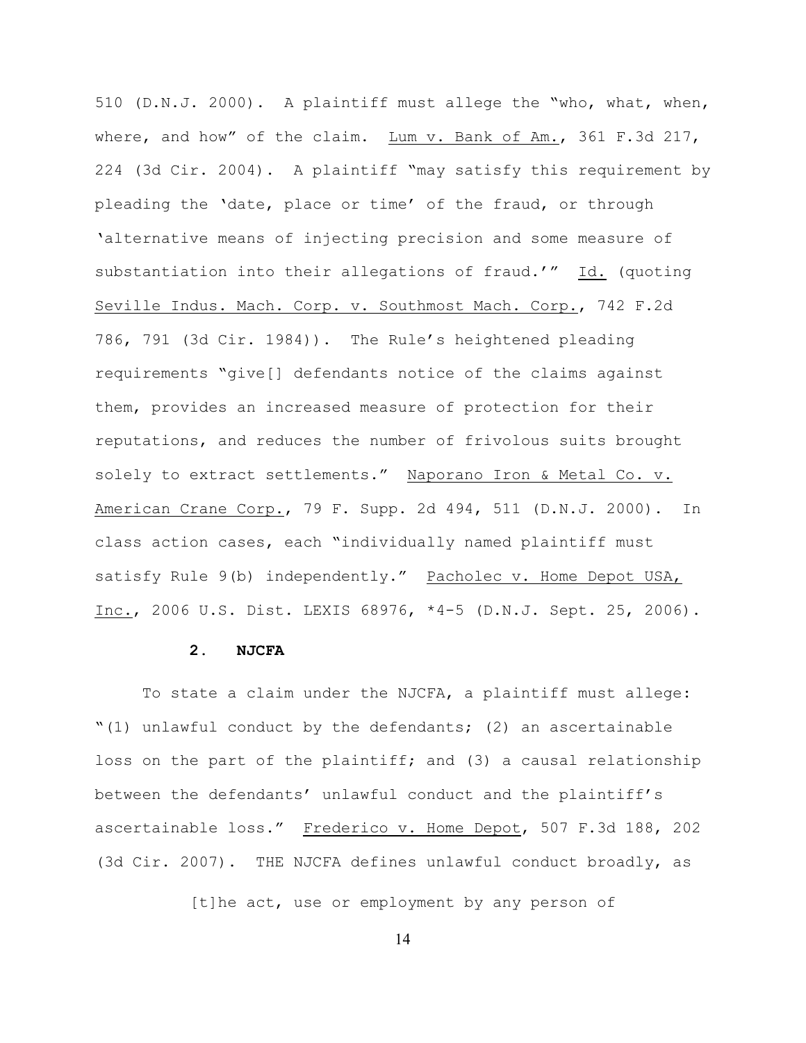510 (D.N.J. 2000). A plaintiff must allege the "who, what, when, where, and how" of the claim. Lum v. Bank of Am., 361 F.3d 217, 224 (3d Cir. 2004). A plaintiff "may satisfy this requirement by pleading the 'date, place or time' of the fraud, or through 'alternative means of injecting precision and some measure of substantiation into their allegations of fraud.'" Id. (quoting Seville Indus. Mach. Corp. v. Southmost Mach. Corp., 742 F.2d 786, 791 (3d Cir. 1984)). The Rule's heightened pleading requirements "give[] defendants notice of the claims against them, provides an increased measure of protection for their reputations, and reduces the number of frivolous suits brought solely to extract settlements." Naporano Iron & Metal Co. v. American Crane Corp., 79 F. Supp. 2d 494, 511 (D.N.J. 2000). In class action cases, each "individually named plaintiff must satisfy Rule 9(b) independently." Pacholec v. Home Depot USA, Inc., 2006 U.S. Dist. LEXIS 68976, *4-5 (D.N.J. Sept. 25, 2006).

### 2. NJCFA

To state a claim under the NJCFA, a plaintiff must allege: "(1) unlawful conduct by the defendants; (2) an ascertainable loss on the part of the plaintiff; and (3) a causal relationship between the defendants' unlawful conduct and the plaintiff's ascertainable loss." Frederico v. Home Depot, 507 F.3d 188, 202 (3d Cir. 2007). THE NJCFA defines unlawful conduct broadly, as

> [t]he act, use or employment by any person of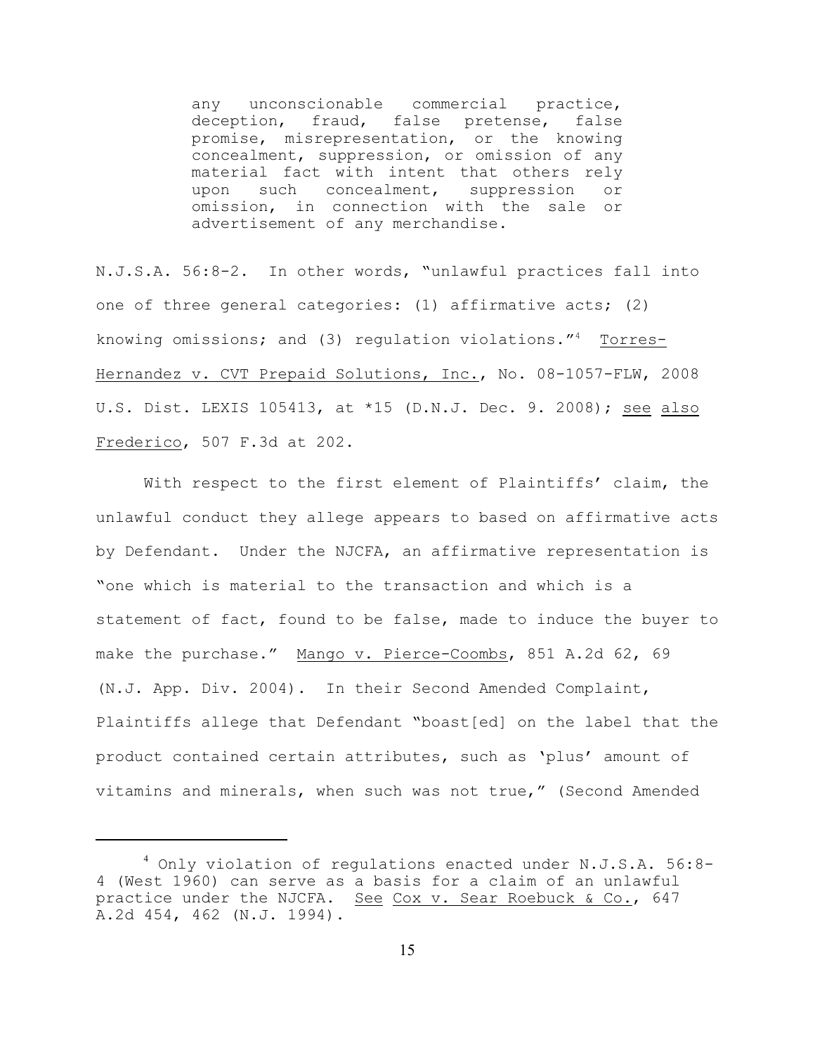> any unconscionable commercial practice, deception, fraud, false pretense, false promise, misrepresentation, or the knowing concealment, suppression, or omission of any material fact with intent that others rely upon such concealment, suppression or omission, in connection with the sale or advertisement of any merchandise.

N.J.S.A. 56:8-2. In other words, "unlawful practices fall into one of three general categories: (1) affirmative acts; (2) knowing omissions; and (3) regulation violations."[4] Torres-Hernandez v. CVT Prepaid Solutions, Inc., No. 08-1057-FLW, 2008 U.S. Dist. LEXIS 105413, at *15 (D.N.J. Dec. 9. 2008); see also Frederico, 507 F.3d at 202.

With respect to the first element of Plaintiffs' claim, the unlawful conduct they allege appears to based on affirmative acts by Defendant. Under the NJCFA, an affirmative representation is "one which is material to the transaction and which is a statement of fact, found to be false, made to induce the buyer to make the purchase." Mango v. Pierce-Coombs, 851 A.2d 62, 69 (N.J. App. Div. 2004). In their Second Amended Complaint, Plaintiffs allege that Defendant "boast[ed] on the label that the product contained certain attributes, such as 'plus' amount of vitamins and minerals, when such was not true," (Second Amended

---

[4] Only violation of regulations enacted under N.J.S.A. 56:8-4 (West 1960) can serve as a basis for a claim of an unlawful practice under the NJCFA. See Cox v. Sear Roebuck & Co., 647 A.2d 454, 462 (N.J. 1994).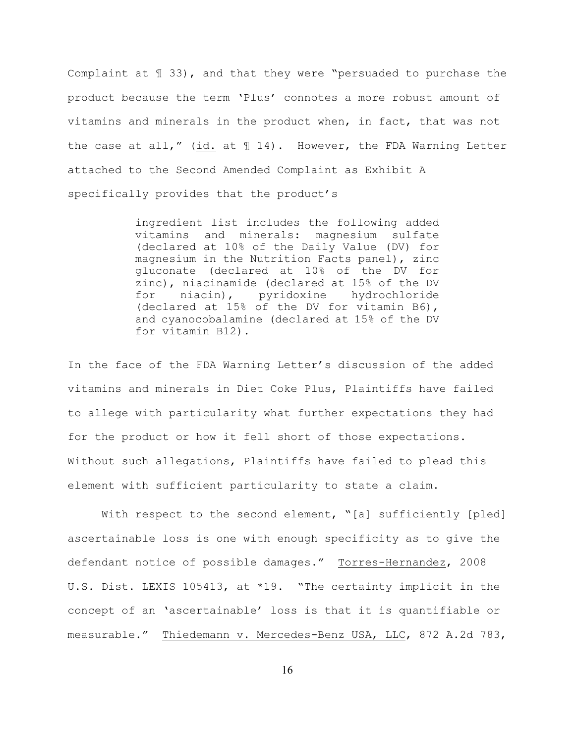Complaint at ¶ 33), and that they were "persuaded to purchase the product because the term 'Plus' connotes a more robust amount of vitamins and minerals in the product when, in fact, that was not the case at all," (id. at ¶ 14). However, the FDA Warning Letter attached to the Second Amended Complaint as Exhibit A specifically provides that the product's

> ingredient list includes the following added vitamins and minerals: magnesium sulfate (declared at 10% of the Daily Value (DV) for magnesium in the Nutrition Facts panel), zinc gluconate (declared at 10% of the DV for zinc), niacinamide (declared at 15% of the DV for niacin), pyridoxine hydrochloride (declared at 15% of the DV for vitamin B6), and cyanocobalamine (declared at 15% of the DV for vitamin B12).

In the face of the FDA Warning Letter's discussion of the added vitamins and minerals in Diet Coke Plus, Plaintiffs have failed to allege with particularity what further expectations they had for the product or how it fell short of those expectations. Without such allegations, Plaintiffs have failed to plead this element with sufficient particularity to state a claim.

With respect to the second element, "[a] sufficiently [pled] ascertainable loss is one with enough specificity as to give the defendant notice of possible damages." Torres-Hernandez, 2008 U.S. Dist. LEXIS 105413, at *19. "The certainty implicit in the concept of an 'ascertainable' loss is that it is quantifiable or measurable." Thiedemann v. Mercedes-Benz USA, LLC, 872 A.2d 783,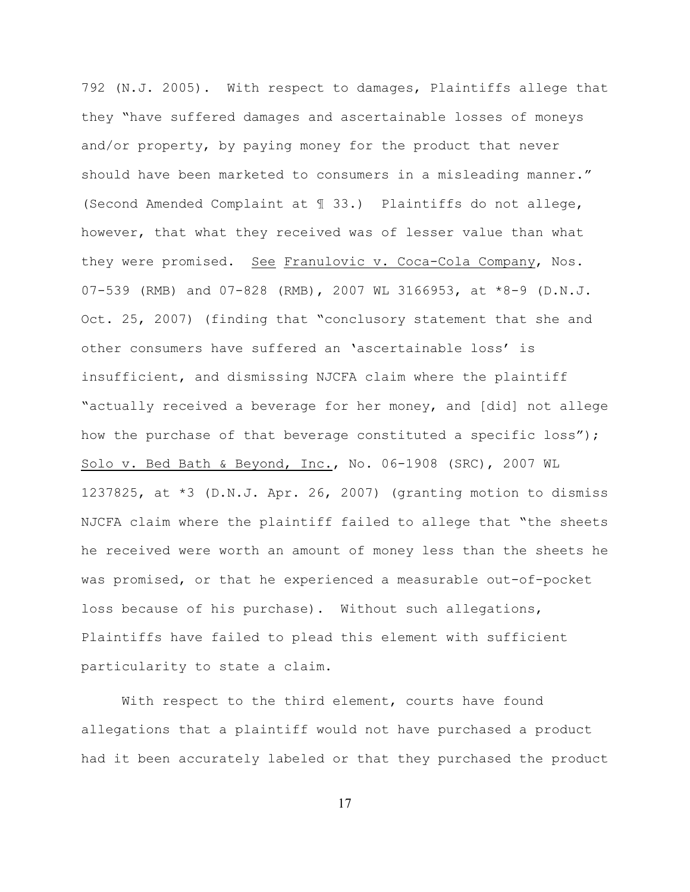792 (N.J. 2005). With respect to damages, Plaintiffs allege that they "have suffered damages and ascertainable losses of moneys and/or property, by paying money for the product that never should have been marketed to consumers in a misleading manner." (Second Amended Complaint at ¶ 33.) Plaintiffs do not allege, however, that what they received was of lesser value than what they were promised. See Franulovic v. Coca-Cola Company, Nos. 07-539 (RMB) and 07-828 (RMB), 2007 WL 3166953, at *8-9 (D.N.J. Oct. 25, 2007) (finding that "conclusory statement that she and other consumers have suffered an 'ascertainable loss' is insufficient, and dismissing NJCFA claim where the plaintiff "actually received a beverage for her money, and [did] not allege how the purchase of that beverage constituted a specific loss"); Solo v. Bed Bath & Beyond, Inc., No. 06-1908 (SRC), 2007 WL 1237825, at *3 (D.N.J. Apr. 26, 2007) (granting motion to dismiss NJCFA claim where the plaintiff failed to allege that "the sheets he received were worth an amount of money less than the sheets he was promised, or that he experienced a measurable out-of-pocket loss because of his purchase). Without such allegations, Plaintiffs have failed to plead this element with sufficient particularity to state a claim.

With respect to the third element, courts have found allegations that a plaintiff would not have purchased a product had it been accurately labeled or that they purchased the product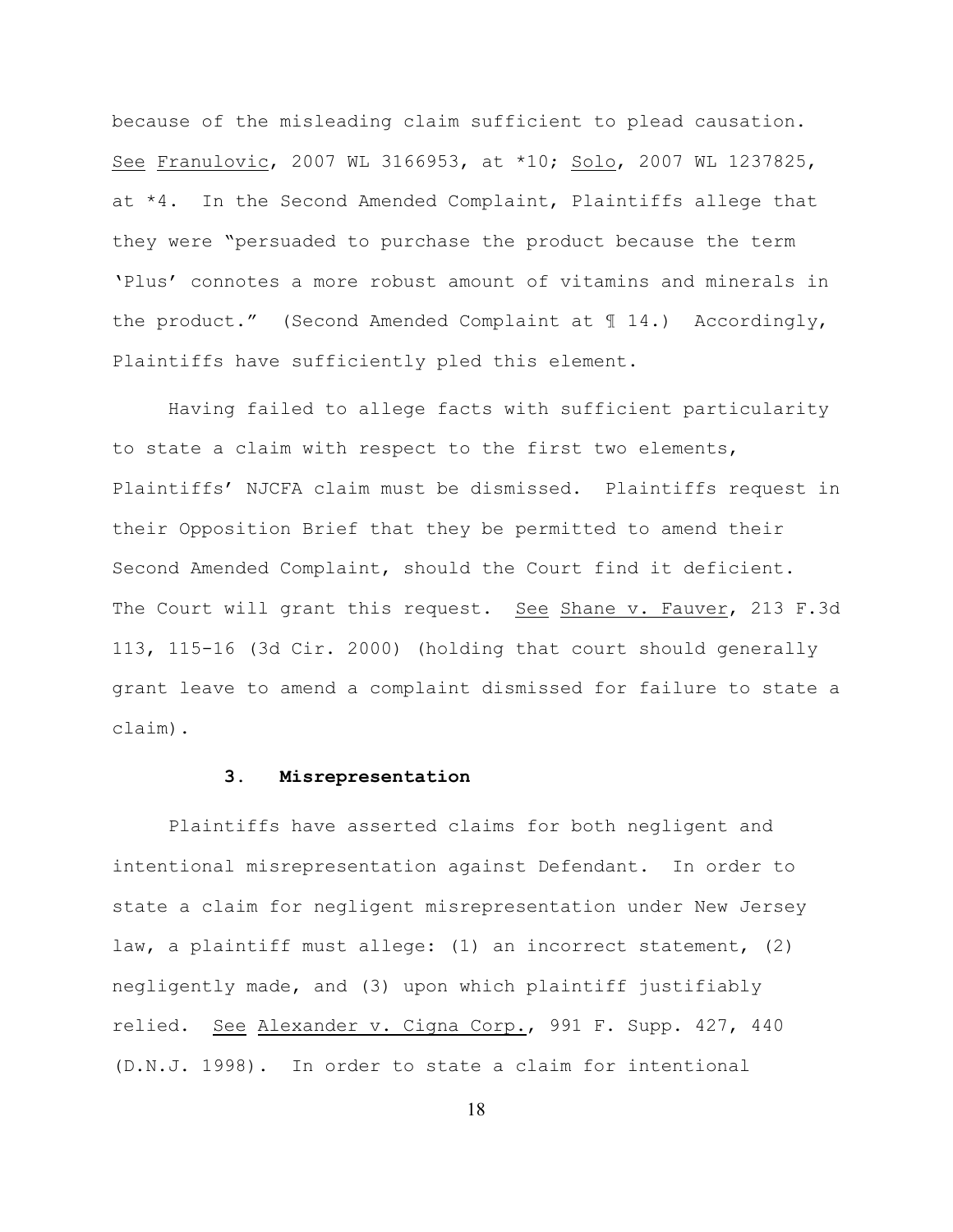because of the misleading claim sufficient to plead causation. See Franulovic, 2007 WL 3166953, at *10; Solo, 2007 WL 1237825, at *4. In the Second Amended Complaint, Plaintiffs allege that they were "persuaded to purchase the product because the term 'Plus' connotes a more robust amount of vitamins and minerals in the product." (Second Amended Complaint at ¶ 14.) Accordingly, Plaintiffs have sufficiently pled this element.

Having failed to allege facts with sufficient particularity to state a claim with respect to the first two elements, Plaintiffs' NJCFA claim must be dismissed. Plaintiffs request in their Opposition Brief that they be permitted to amend their Second Amended Complaint, should the Court find it deficient. The Court will grant this request. See Shane v. Fauver, 213 F.3d 113, 115-16 (3d Cir. 2000) (holding that court should generally grant leave to amend a complaint dismissed for failure to state a claim).

### 3. Misrepresentation

Plaintiffs have asserted claims for both negligent and intentional misrepresentation against Defendant. In order to state a claim for negligent misrepresentation under New Jersey law, a plaintiff must allege: (1) an incorrect statement, (2) negligently made, and (3) upon which plaintiff justifiably relied. See Alexander v. Cigna Corp., 991 F. Supp. 427, 440 (D.N.J. 1998). In order to state a claim for intentional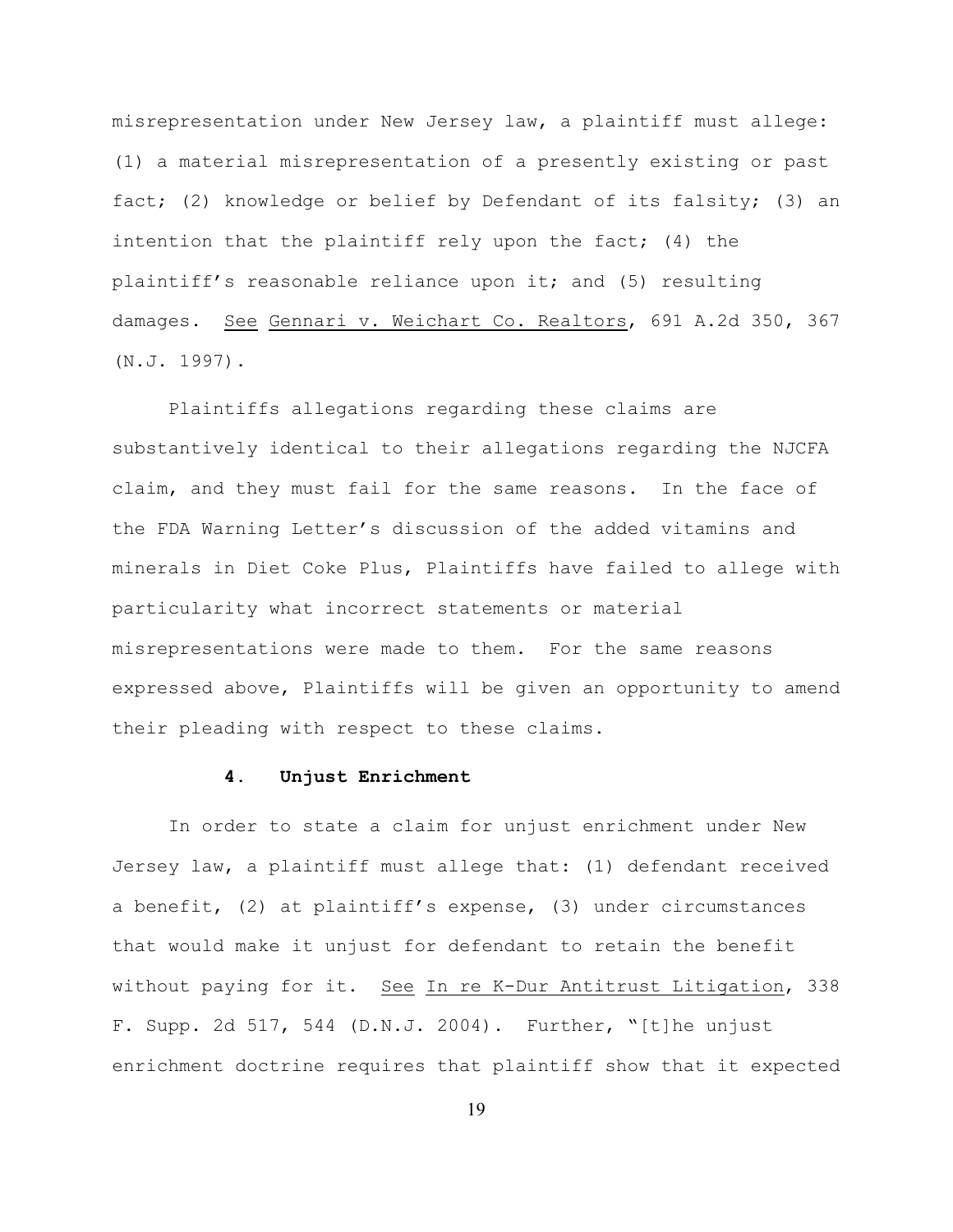misrepresentation under New Jersey law, a plaintiff must allege: (1) a material misrepresentation of a presently existing or past fact; (2) knowledge or belief by Defendant of its falsity; (3) an intention that the plaintiff rely upon the fact; (4) the plaintiff's reasonable reliance upon it; and (5) resulting damages. See Gennari v. Weichart Co. Realtors, 691 A.2d 350, 367 (N.J. 1997).

Plaintiffs allegations regarding these claims are substantively identical to their allegations regarding the NJCFA claim, and they must fail for the same reasons. In the face of the FDA Warning Letter's discussion of the added vitamins and minerals in Diet Coke Plus, Plaintiffs have failed to allege with particularity what incorrect statements or material misrepresentations were made to them. For the same reasons expressed above, Plaintiffs will be given an opportunity to amend their pleading with respect to these claims.

### 4. Unjust Enrichment

In order to state a claim for unjust enrichment under New Jersey law, a plaintiff must allege that: (1) defendant received a benefit, (2) at plaintiff's expense, (3) under circumstances that would make it unjust for defendant to retain the benefit without paying for it. See In re K-Dur Antitrust Litigation, 338 F. Supp. 2d 517, 544 (D.N.J. 2004). Further, "[t]he unjust enrichment doctrine requires that plaintiff show that it expected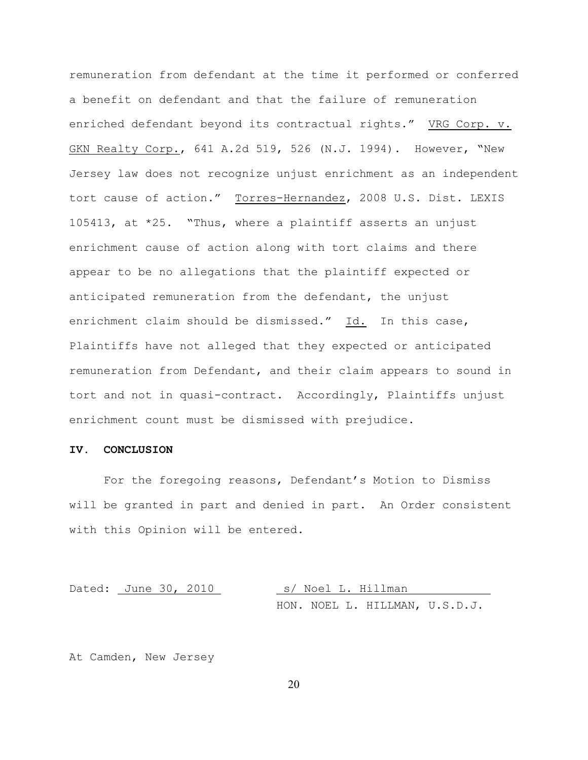remuneration from defendant at the time it performed or conferred a benefit on defendant and that the failure of remuneration enriched defendant beyond its contractual rights." VRG Corp. v. GKN Realty Corp., 641 A.2d 519, 526 (N.J. 1994). However, "New Jersey law does not recognize unjust enrichment as an independent tort cause of action." Torres-Hernandez, 2008 U.S. Dist. LEXIS 105413, at *25. "Thus, where a plaintiff asserts an unjust enrichment cause of action along with tort claims and there appear to be no allegations that the plaintiff expected or anticipated remuneration from the defendant, the unjust enrichment claim should be dismissed." Id. In this case, Plaintiffs have not alleged that they expected or anticipated remuneration from Defendant, and their claim appears to sound in tort and not in quasi-contract. Accordingly, Plaintiffs unjust enrichment count must be dismissed with prejudice.

**IV. CONCLUSION**

For the foregoing reasons, Defendant's Motion to Dismiss will be granted in part and denied in part. An Order consistent with this Opinion will be entered.

Dated: June 30, 2010

s/ Noel L. Hillman
HON. NOEL L. HILLMAN, U.S.D.J.

At Camden, New Jersey